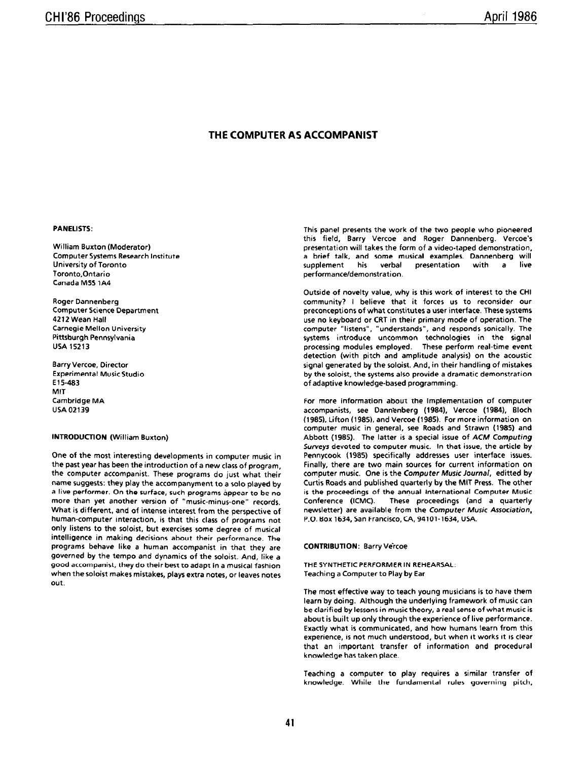# THE COMPUTER AS ACCOMPANIST

**PANELISTS:**

William Buxton (Moderator)
Computer Systems Research Institute
University of Toronto
Toronto,Ontario
Canada M5S 1A4

Roger Dannenberg
Computer Science Department
4212 Wean Hall
Carnegie Mellon University
Pittsburgh Pennsylvania
USA 15213

Barry Vercoe, Director
Experimental Music Studio
E15-483
MIT
Cambridge MA
USA 02139

**INTRODUCTION** (William Buxton)

One of the most interesting developments in computer music in the past year has been the introduction of a new class of program, the computer accompanist. These programs do just what their name suggests: they play the accompanyment to a solo played by a live performer. On the surface, such programs appear to be no more than yet another version of "music-minus-one" records. What is different, and of intense interest from the perspective of human-computer interaction, is that this class of programs not only listens to the soloist, but exercises some degree of musical intelligence in making decisions about their performance. The programs behave like a human accompanist in that they are governed by the tempo and dynamics of the soloist. And, like a good accompanist, they do their best to adapt in a musical fashion when the soloist makes mistakes, plays extra notes, or leaves notes out.

This panel presents the work of the two people who pioneered this field, Barry Vercoe and Roger Dannenberg. Vercoe's presentation will takes the form of a video-taped demonstration, a brief talk, and some musical examples. Dannenberg will supplement his verbal presentation with a live performance/demonstration.

Outside of novelty value, why is this work of interest to the CHI community? I believe that it forces us to reconsider our preconceptions of what constitutes a user interface. These systems use no keyboard or CRT in their primary mode of operation. The computer "listens", "understands", and responds sonically. The systems introduce uncommon technologies in the signal processing modules employed. These perform real-time event detection (with pitch and amplitude analysis) on the acoustic signal generated by the soloist. And, in their handling of mistakes by the soloist, the systems also provide a dramatic demonstration of adaptive knowledge-based programming.

For more information about the implementation of computer accompanists, see Dannenberg (1984), Vercoe (1984), Bloch (1985), Lifton (1985), and Vercoe (1985). For more information on computer music in general, see Roads and Strawn (1985) and Abbott (1985). The latter is a special issue of *ACM Computing Surveys* devoted to computer music. In that issue, the article by Pennycook (1985) specifically addresses user interface issues. Finally, there are two main sources for current information on computer music. One is the *Computer Music Journal*, editted by Curtis Roads and published quarterly by the MIT Press. The other is the proceedings of the annual International Computer Music Conference (ICMC). These proceedings (and a quarterly newsletter) are available from the *Computer Music Association*, P.O. Box 1634, San Francisco, CA, 94101-1634, USA.

**CONTRIBUTION**: Barry Vercoe

THE SYNTHETIC PERFORMER IN REHEARSAL:
Teaching a Computer to Play by Ear

The most effective way to teach young musicians is to have them learn by doing. Although the underlying framework of music can be clarified by lessons in music theory, a real sense of what music is about is built up only through the experience of live performance. Exactly what is communicated, and how humans learn from this experience, is not much understood, but when it works it is clear that an important transfer of information and procedural knowledge has taken place.

Teaching a computer to play requires a similar transfer of knowledge. While the fundamental rules governing pitch,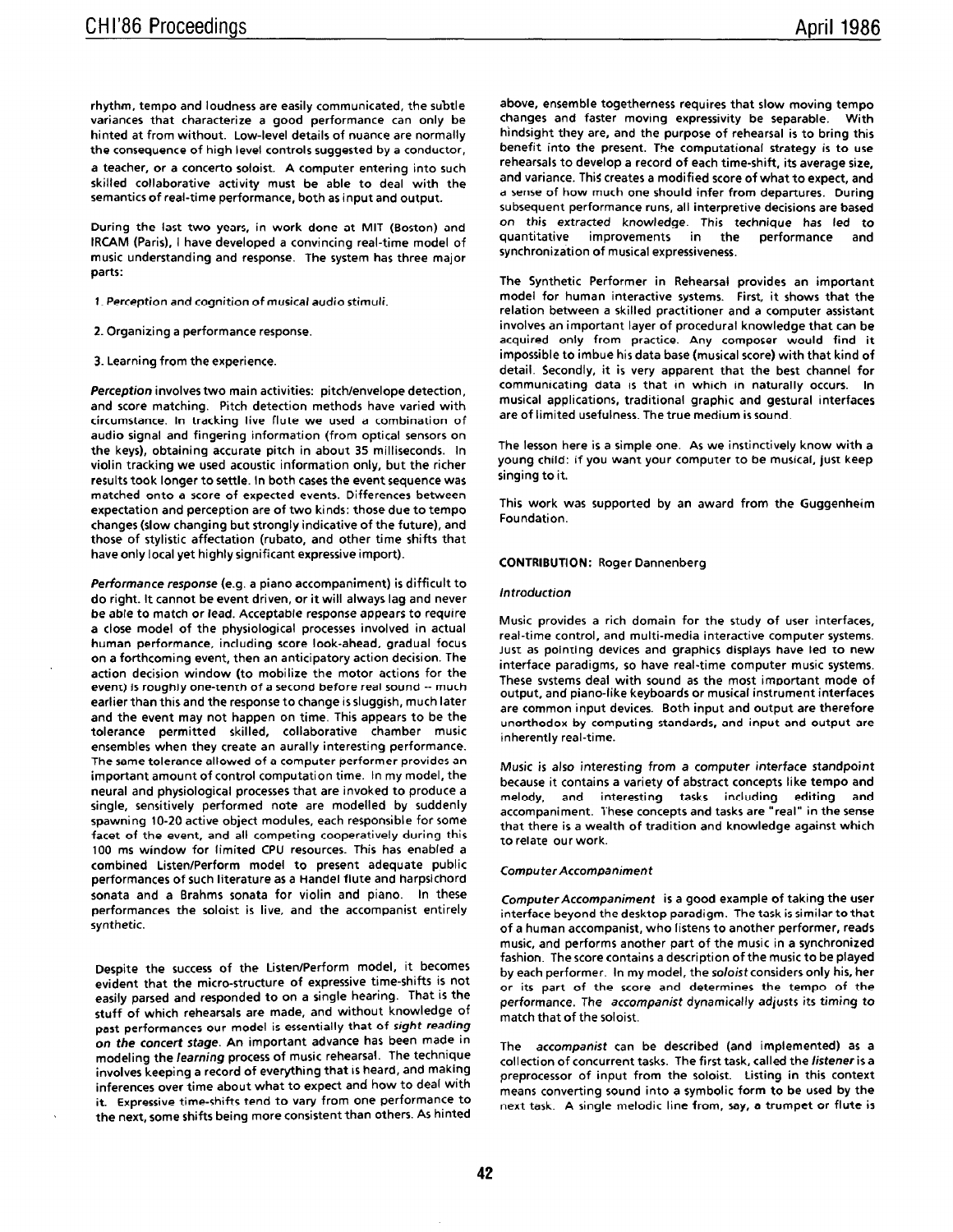rhythm, tempo and loudness are easily communicated, the subtle variances that characterize a good performance can only be hinted at from without. Low-level details of nuance are normally the consequence of high level controls suggested by a conductor, a teacher, or a concerto soloist. A computer entering into such skilled collaborative activity must be able to deal with the semantics of real-time performance, both as input and output.

During the last two years, in work done at MIT (Boston) and IRCAM (Paris), I have developed a convincing real-time model of music understanding and response. The system has three major parts:

1. *Perception and cognition of musical audio stimuli.*

2. Organizing a performance response.

3. Learning from the experience.

*Perception* involves two main activities: pitch/envelope detection, and score matching. Pitch detection methods have varied with circumstance. In tracking live flute we used a combination of audio signal and fingering information (from optical sensors on the keys), obtaining accurate pitch in about 35 milliseconds. In violin tracking we used acoustic information only, but the richer results took longer to settle. In both cases the event sequence was matched onto a score of expected events. Differences between expectation and perception are of two kinds: those due to tempo changes (slow changing but strongly indicative of the future), and those of stylistic affectation (rubato, and other time shifts that have only local yet highly significant expressive import).

*Performance response* (e.g. a piano accompaniment) is difficult to do right. It cannot be event driven, or it will always lag and never be able to match or lead. Acceptable response appears to require a close model of the physiological processes involved in actual human performance, including score look-ahead, gradual focus on a forthcoming event, then an anticipatory action decision. The action decision window (to mobilize the motor actions for the event) is roughly one-tenth of a second before real sound -- much earlier than this and the response to change is sluggish, much later and the event may not happen on time. This appears to be the tolerance permitted skilled, collaborative chamber music ensembles when they create an aurally interesting performance. The same tolerance allowed of a computer performer provides an important amount of control computation time. In my model, the neural and physiological processes that are invoked to produce a single, sensitively performed note are modelled by suddenly spawning 10-20 active object modules, each responsible for some facet of the event, and all competing cooperatively during this 100 ms window for limited CPU resources. This has enabled a combined Listen/Perform model to present adequate public performances of such literature as a Handel flute and harpsichord sonata and a Brahms sonata for violin and piano. In these performances the soloist is live, and the accompanist entirely synthetic.

Despite the success of the Listen/Perform model, it becomes evident that the micro-structure of expressive time-shifts is not easily parsed and responded to on a single hearing. That is the stuff of which rehearsals are made, and without knowledge of past performances our model is essentially that of *sight reading on the concert stage*. An important advance has been made in modeling the *learning* process of music rehearsal. The technique involves keeping a record of everything that is heard, and making inferences over time about what to expect and how to deal with it. Expressive time-shifts tend to vary from one performance to the next, some shifts being more consistent than others. As hinted above, ensemble togetherness requires that slow moving tempo changes and faster moving expressivity be separable. With hindsight they are, and the purpose of rehearsal is to bring this benefit into the present. The computational strategy is to use rehearsals to develop a record of each time-shift, its average size, and variance. This creates a modified score of what to expect, and a sense of how much one should infer from departures. During subsequent performance runs, all interpretive decisions are based on this extracted knowledge. This technique has led to quantitative improvements in the performance and synchronization of musical expressiveness.

The Synthetic Performer in Rehearsal provides an important model for human interactive systems. First, it shows that the relation between a skilled practitioner and a computer assistant involves an important layer of procedural knowledge that can be acquired only from practice. Any composer would find it impossible to imbue his data base (musical score) with that kind of detail. Secondly, it is very apparent that the best channel for communicating data is that in which in naturally occurs. In musical applications, traditional graphic and gestural interfaces are of limited usefulness. The true medium is sound.

The lesson here is a simple one. As we instinctively know with a young child: if you want your computer to be musical, just keep singing to it.

This work was supported by an award from the Guggenheim Foundation.

**CONTRIBUTION:** Roger Dannenberg

*Introduction*

Music provides a rich domain for the study of user interfaces, real-time control, and multi-media interactive computer systems. Just as pointing devices and graphics displays have led to new interface paradigms, so have real-time computer music systems. These systems deal with sound as the most important mode of output, and piano-like keyboards or musical instrument interfaces are common input devices. Both input and output are therefore unorthodox by computing standards, and input and output are inherently real-time.

Music is also interesting from a computer interface standpoint because it contains a variety of abstract concepts like tempo and melody, and interesting tasks including editing and accompaniment. These concepts and tasks are "real" in the sense that there is a wealth of tradition and knowledge against which to relate our work.

*Computer Accompaniment*

*Computer Accompaniment* is a good example of taking the user interface beyond the desktop paradigm. The task is similar to that of a human accompanist, who listens to another performer, reads music, and performs another part of the music in a synchronized fashion. The score contains a description of the music to be played by each performer. In my model, the *soloist* considers only his, her or its part of the score and determines the tempo of the performance. The *accompanist* dynamically adjusts its timing to match that of the soloist.

The *accompanist* can be described (and implemented) as a collection of concurrent tasks. The first task, called the *listener* is a preprocessor of input from the soloist. Listing in this context means converting sound into a symbolic form to be used by the next task. A single melodic line from, say, a trumpet or flute is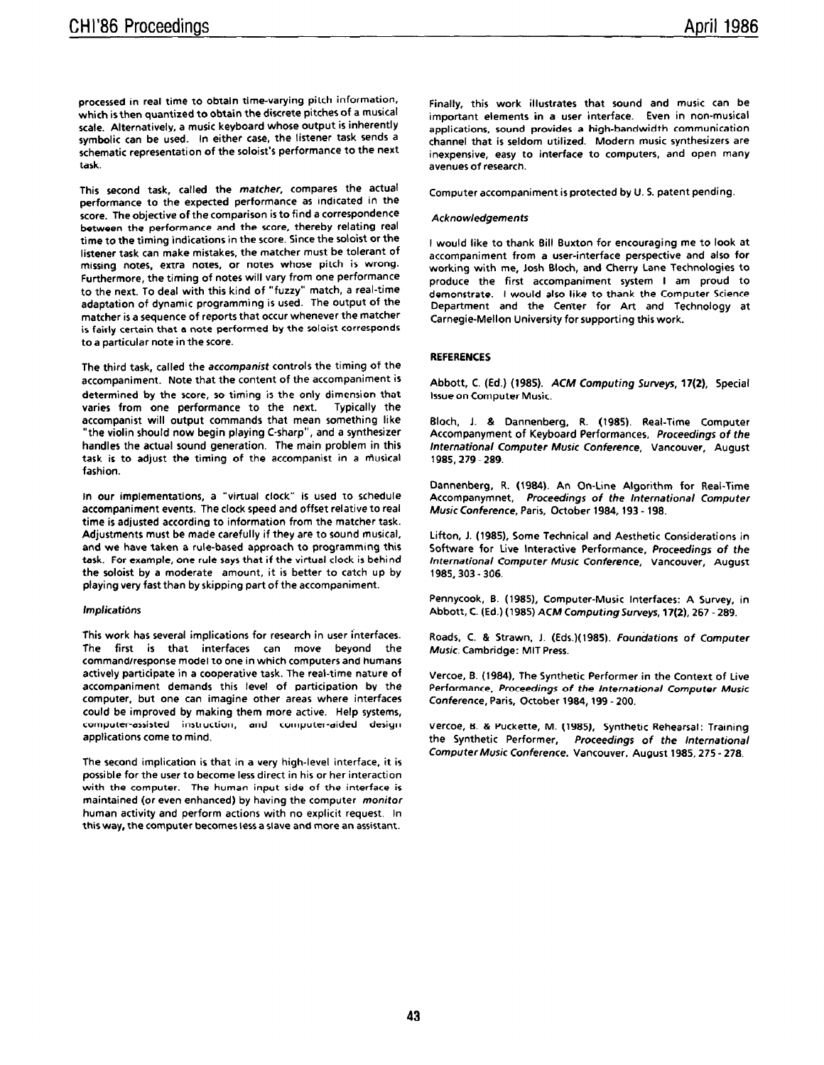processed in real time to obtain time-varying pitch information, which is then quantized to obtain the discrete pitches of a musical scale. Alternatively, a music keyboard whose output is inherently symbolic can be used. In either case, the listener task sends a schematic representation of the soloist's performance to the next task.

This second task, called the *matcher*, compares the actual performance to the expected performance as indicated in the score. The objective of the comparison is to find a correspondence between the performance and the score, thereby relating real time to the timing indications in the score. Since the soloist or the listener task can make mistakes, the matcher must be tolerant of missing notes, extra notes, or notes whose pitch is wrong. Furthermore, the timing of notes will vary from one performance to the next. To deal with this kind of "fuzzy" match, a real-time adaptation of dynamic programming is used. The output of the matcher is a sequence of reports that occur whenever the matcher is fairly certain that a note performed by the soloist corresponds to a particular note in the score.

The third task, called the *accompanist* controls the timing of the accompaniment. Note that the content of the accompaniment is determined by the score, so timing is the only dimension that varies from one performance to the next. Typically the accompanist will output commands that mean something like "the violin should now begin playing C-sharp", and a synthesizer handles the actual sound generation. The main problem in this task is to adjust the timing of the accompanist in a musical fashion.

In our implementations, a "virtual clock" is used to schedule accompaniment events. The clock speed and offset relative to real time is adjusted according to information from the matcher task. Adjustments must be made carefully if they are to sound musical, and we have taken a rule-based approach to programming this task. For example, one rule says that if the virtual clock is behind the soloist by a moderate amount, it is better to catch up by playing very fast than by skipping part of the accompaniment.

### *Implications*

This work has several implications for research in user interfaces. The first is that interfaces can move beyond the command/response model to one in which computers and humans actively participate in a cooperative task. The real-time nature of accompaniment demands this level of participation by the computer, but one can imagine other areas where interfaces could be improved by making them more active. Help systems, computer-assisted instruction, and computer-aided design applications come to mind.

The second implication is that in a very high-level interface, it is possible for the user to become less direct in his or her interaction with the computer. The human input side of the interface is maintained (or even enhanced) by having the computer *monitor* human activity and perform actions with no explicit request. In this way, the computer becomes less a slave and more an assistant.

Finally, this work illustrates that sound and music can be important elements in a user interface. Even in non-musical applications, sound provides a high-bandwidth communication channel that is seldom utilized. Modern music synthesizers are inexpensive, easy to interface to computers, and open many avenues of research.

Computer accompaniment is protected by U. S. patent pending.

### *Acknowledgements*

I would like to thank Bill Buxton for encouraging me to look at accompaniment from a user-interface perspective and also for working with me, Josh Bloch, and Cherry Lane Technologies to produce the first accompaniment system I am proud to demonstrate. I would also like to thank the Computer Science Department and the Center for Art and Technology at Carnegie-Mellon University for supporting this work.

## REFERENCES

Abbott, C. (Ed.) (1985). *ACM Computing Surveys*, **17(2)**, Special Issue on Computer Music.

Bloch, J. & Dannenberg, R. (1985). Real-Time Computer Accompanyment of Keyboard Performances, *Proceedings of the International Computer Music Conference*, Vancouver, August 1985, 279 - 289.

Dannenberg, R. (1984). An On-Line Algorithm for Real-Time Accompanymnet, *Proceedings of the International Computer Music Conference*, Paris, October 1984, 193 - 198.

Lifton, J. (1985), Some Technical and Aesthetic Considerations in Software for Live Interactive Performance, *Proceedings of the International Computer Music Conference*, Vancouver, August 1985, 303 - 306.

Pennycook, B. (1985), Computer-Music Interfaces: A Survey, in Abbott, C. (Ed.) (1985) *ACM Computing Surveys*, **17(2)**, 267 - 289.

Roads, C. & Strawn, J. (Eds.)(1985). *Foundations of Computer Music*. Cambridge: MIT Press.

Vercoe, B. (1984), The Synthetic Performer in the Context of Live Performance, *Proceedings of the International Computer Music Conference*, Paris, October 1984, 199 - 200.

Vercoe, B. & Puckette, M. (1985), Synthetic Rehearsal: Training the Synthetic Performer, *Proceedings of the International Computer Music Conference*, Vancouver, August 1985, 275 - 278.